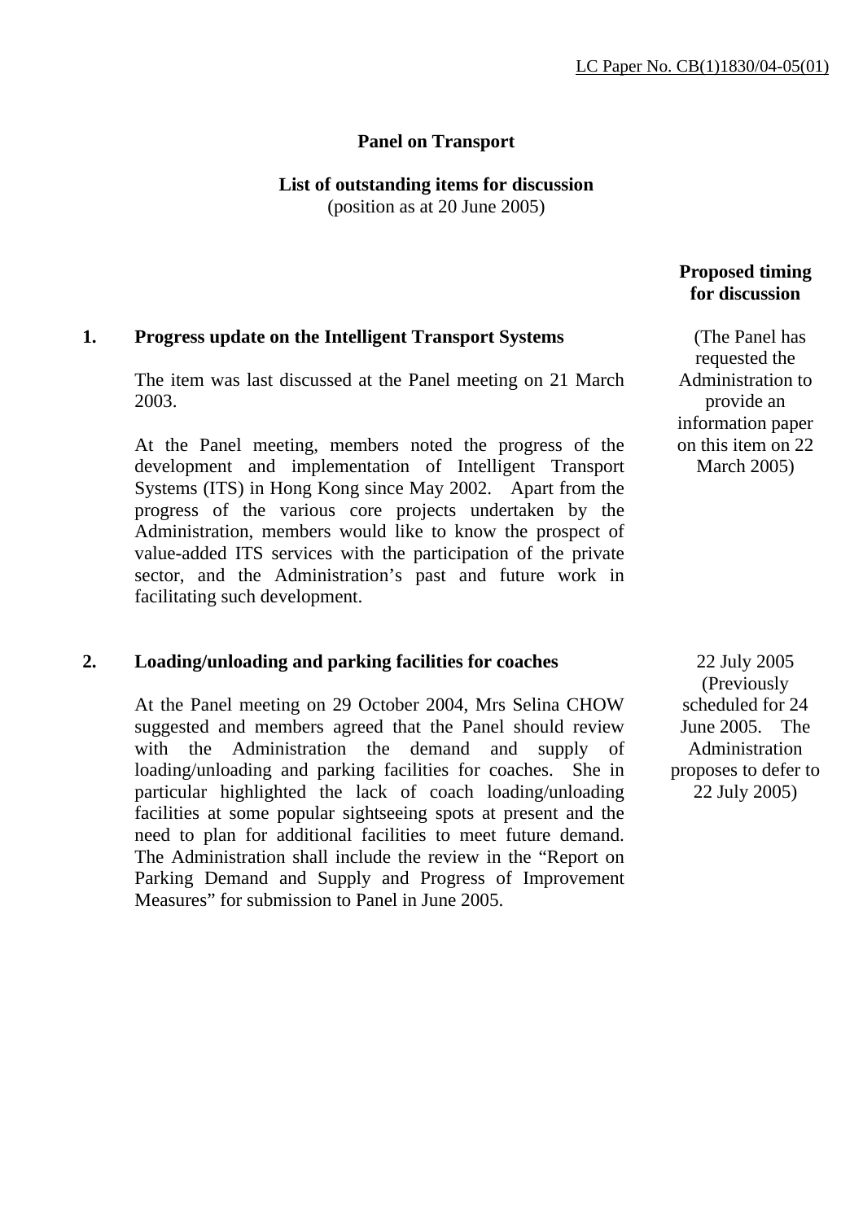LC Paper No. CB(1)1830/04-05(01)

**Panel on Transport**

**List of outstanding items for discussion**
(position as at 20 June 2005)

| | | **Proposed timing for discussion** |
|---|---|---|
| **1.** | **Progress update on the Intelligent Transport Systems**<br><br>The item was last discussed at the Panel meeting on 21 March 2003.<br><br>At the Panel meeting, members noted the progress of the development and implementation of Intelligent Transport Systems (ITS) in Hong Kong since May 2002. Apart from the progress of the various core projects undertaken by the Administration, members would like to know the prospect of value-added ITS services with the participation of the private sector, and the Administration's past and future work in facilitating such development. | (The Panel has requested the Administration to provide an information paper on this item on 22 March 2005) |
| **2.** | **Loading/unloading and parking facilities for coaches**<br><br>At the Panel meeting on 29 October 2004, Mrs Selina CHOW suggested and members agreed that the Panel should review with the Administration the demand and supply of loading/unloading and parking facilities for coaches. She in particular highlighted the lack of coach loading/unloading facilities at some popular sightseeing spots at present and the need to plan for additional facilities to meet future demand. The Administration shall include the review in the "Report on Parking Demand and Supply and Progress of Improvement Measures" for submission to Panel in June 2005. | 22 July 2005 (Previously scheduled for 24 June 2005. The Administration proposes to defer to 22 July 2005) |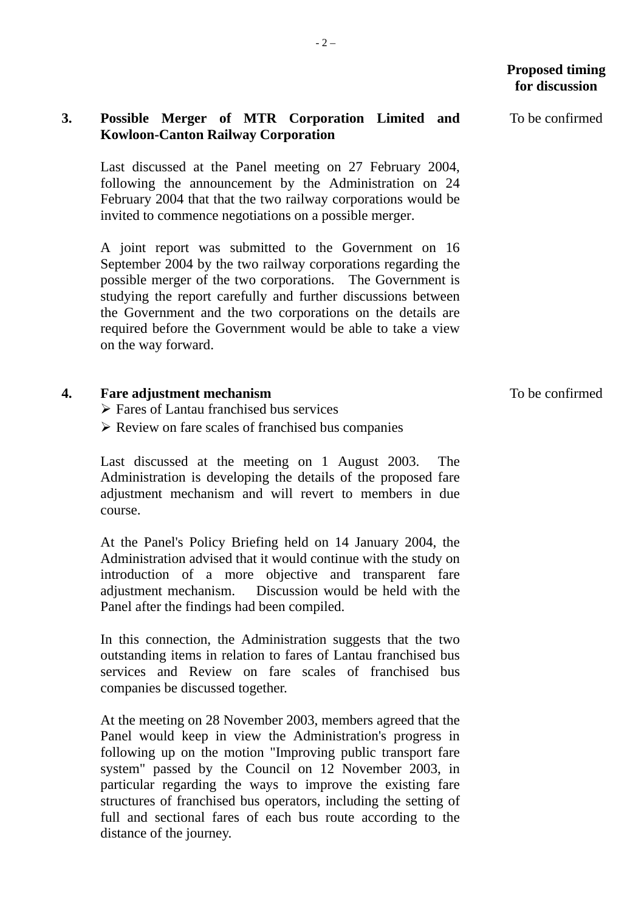**Proposed timing for discussion**

**3. Possible Merger of MTR Corporation Limited and Kowloon-Canton Railway Corporation** — To be confirmed

Last discussed at the Panel meeting on 27 February 2004, following the announcement by the Administration on 24 February 2004 that that the two railway corporations would be invited to commence negotiations on a possible merger.

A joint report was submitted to the Government on 16 September 2004 by the two railway corporations regarding the possible merger of the two corporations. The Government is studying the report carefully and further discussions between the Government and the two corporations on the details are required before the Government would be able to take a view on the way forward.

**4. Fare adjustment mechanism** — To be confirmed

- Fares of Lantau franchised bus services
- Review on fare scales of franchised bus companies

Last discussed at the meeting on 1 August 2003. The Administration is developing the details of the proposed fare adjustment mechanism and will revert to members in due course.

At the Panel's Policy Briefing held on 14 January 2004, the Administration advised that it would continue with the study on introduction of a more objective and transparent fare adjustment mechanism. Discussion would be held with the Panel after the findings had been compiled.

In this connection, the Administration suggests that the two outstanding items in relation to fares of Lantau franchised bus services and Review on fare scales of franchised bus companies be discussed together.

At the meeting on 28 November 2003, members agreed that the Panel would keep in view the Administration's progress in following up on the motion "Improving public transport fare system" passed by the Council on 12 November 2003, in particular regarding the ways to improve the existing fare structures of franchised bus operators, including the setting of full and sectional fares of each bus route according to the distance of the journey.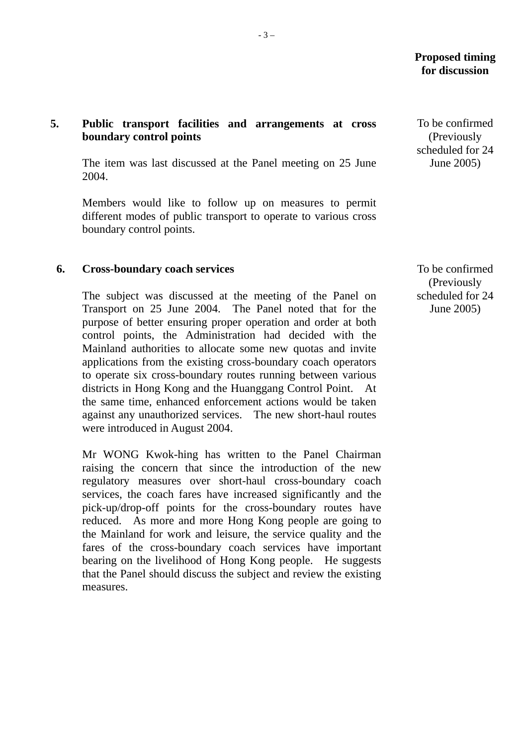**Proposed timing for discussion**

**5. Public transport facilities and arrangements at cross boundary control points**

*To be confirmed (Previously scheduled for 24 June 2005)*

The item was last discussed at the Panel meeting on 25 June 2004.

Members would like to follow up on measures to permit different modes of public transport to operate to various cross boundary control points.

**6. Cross-boundary coach services**

*To be confirmed (Previously scheduled for 24 June 2005)*

The subject was discussed at the meeting of the Panel on Transport on 25 June 2004. The Panel noted that for the purpose of better ensuring proper operation and order at both control points, the Administration had decided with the Mainland authorities to allocate some new quotas and invite applications from the existing cross-boundary coach operators to operate six cross-boundary routes running between various districts in Hong Kong and the Huanggang Control Point. At the same time, enhanced enforcement actions would be taken against any unauthorized services. The new short-haul routes were introduced in August 2004.

Mr WONG Kwok-hing has written to the Panel Chairman raising the concern that since the introduction of the new regulatory measures over short-haul cross-boundary coach services, the coach fares have increased significantly and the pick-up/drop-off points for the cross-boundary routes have reduced. As more and more Hong Kong people are going to the Mainland for work and leisure, the service quality and the fares of the cross-boundary coach services have important bearing on the livelihood of Hong Kong people. He suggests that the Panel should discuss the subject and review the existing measures.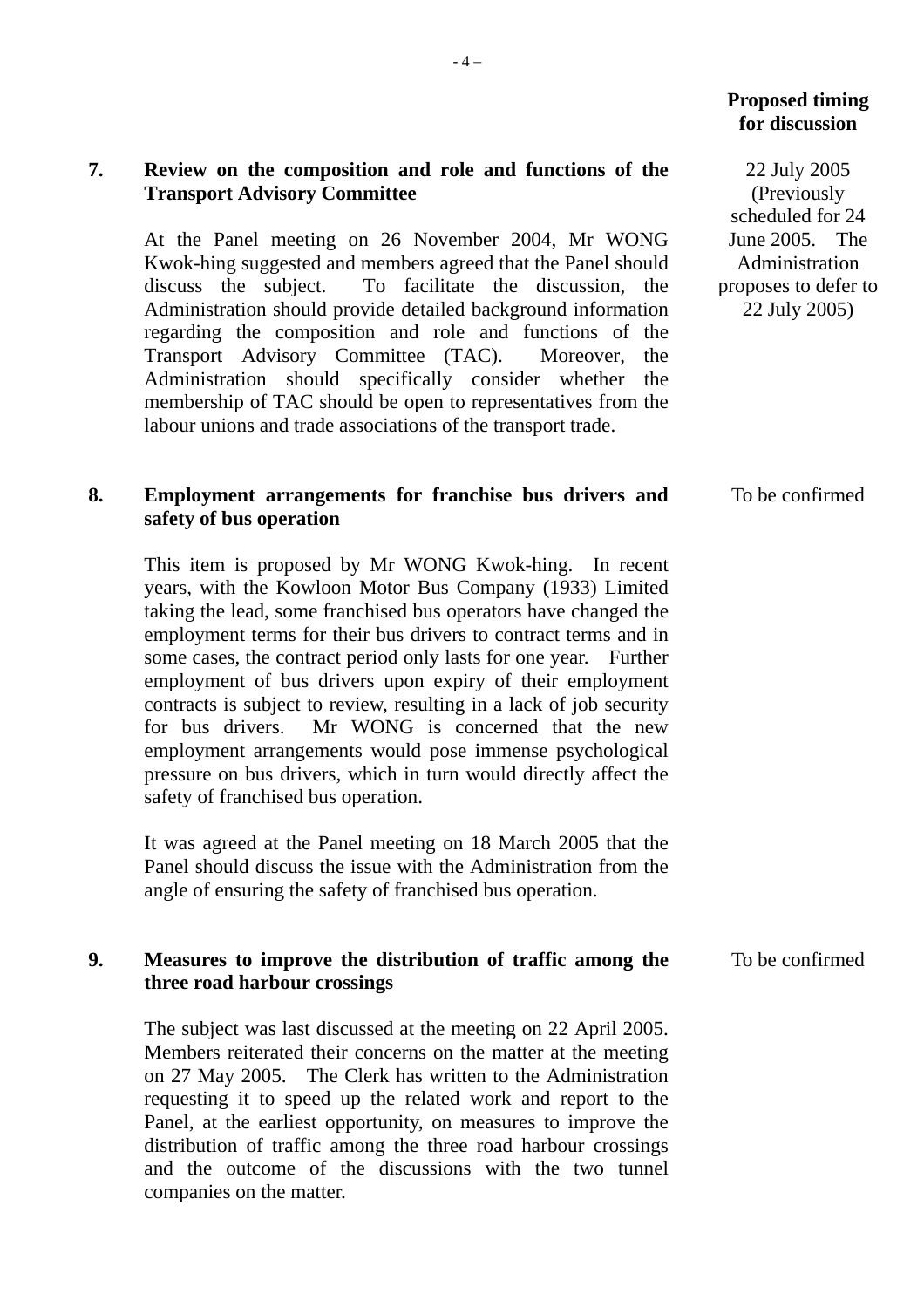**Proposed timing for discussion**

**7. Review on the composition and role and functions of the Transport Advisory Committee**

*Proposed timing for discussion:* 22 July 2005 (Previously scheduled for 24 June 2005. The Administration proposes to defer to 22 July 2005)

At the Panel meeting on 26 November 2004, Mr WONG Kwok-hing suggested and members agreed that the Panel should discuss the subject. To facilitate the discussion, the Administration should provide detailed background information regarding the composition and role and functions of the Transport Advisory Committee (TAC). Moreover, the Administration should specifically consider whether the membership of TAC should be open to representatives from the labour unions and trade associations of the transport trade.

**8. Employment arrangements for franchise bus drivers and safety of bus operation**

*Proposed timing for discussion:* To be confirmed

This item is proposed by Mr WONG Kwok-hing. In recent years, with the Kowloon Motor Bus Company (1933) Limited taking the lead, some franchised bus operators have changed the employment terms for their bus drivers to contract terms and in some cases, the contract period only lasts for one year. Further employment of bus drivers upon expiry of their employment contracts is subject to review, resulting in a lack of job security for bus drivers. Mr WONG is concerned that the new employment arrangements would pose immense psychological pressure on bus drivers, which in turn would directly affect the safety of franchised bus operation.

It was agreed at the Panel meeting on 18 March 2005 that the Panel should discuss the issue with the Administration from the angle of ensuring the safety of franchised bus operation.

**9. Measures to improve the distribution of traffic among the three road harbour crossings**

*Proposed timing for discussion:* To be confirmed

The subject was last discussed at the meeting on 22 April 2005. Members reiterated their concerns on the matter at the meeting on 27 May 2005. The Clerk has written to the Administration requesting it to speed up the related work and report to the Panel, at the earliest opportunity, on measures to improve the distribution of traffic among the three road harbour crossings and the outcome of the discussions with the two tunnel companies on the matter.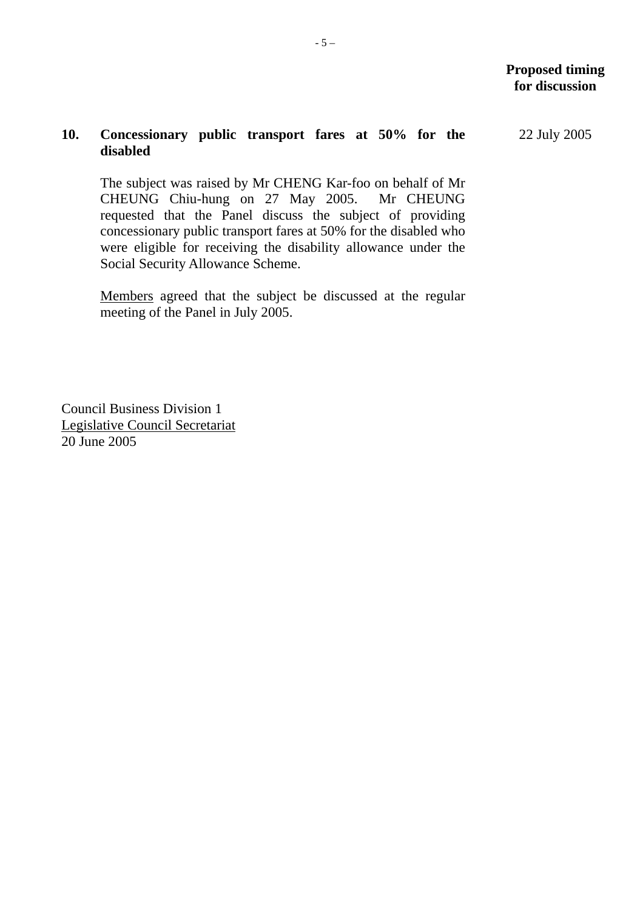**Proposed timing for discussion**

**10. Concessionary public transport fares at 50% for the disabled** — 22 July 2005

The subject was raised by Mr CHENG Kar-foo on behalf of Mr CHEUNG Chiu-hung on 27 May 2005. Mr CHEUNG requested that the Panel discuss the subject of providing concessionary public transport fares at 50% for the disabled who were eligible for receiving the disability allowance under the Social Security Allowance Scheme.

Members agreed that the subject be discussed at the regular meeting of the Panel in July 2005.

Council Business Division 1
Legislative Council Secretariat
20 June 2005